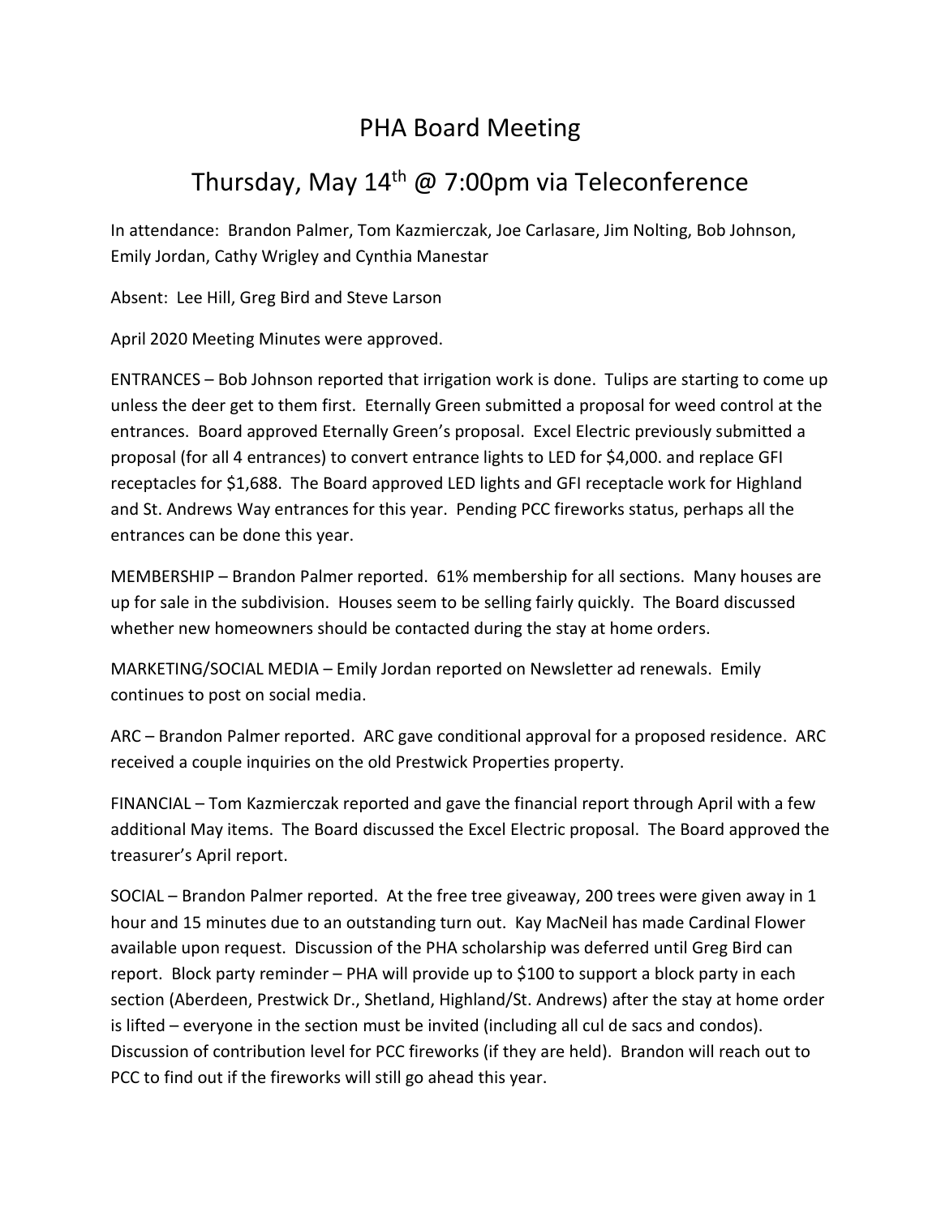# PHA Board Meeting

## Thursday, May 14th @ 7:00pm via Teleconference

In attendance: Brandon Palmer, Tom Kazmierczak, Joe Carlasare, Jim Nolting, Bob Johnson, Emily Jordan, Cathy Wrigley and Cynthia Manestar

Absent: Lee Hill, Greg Bird and Steve Larson

April 2020 Meeting Minutes were approved.

ENTRANCES – Bob Johnson reported that irrigation work is done. Tulips are starting to come up unless the deer get to them first. Eternally Green submitted a proposal for weed control at the entrances. Board approved Eternally Green's proposal. Excel Electric previously submitted a proposal (for all 4 entrances) to convert entrance lights to LED for $4,000. and replace GFI receptacles for $1,688. The Board approved LED lights and GFI receptacle work for Highland and St. Andrews Way entrances for this year. Pending PCC fireworks status, perhaps all the entrances can be done this year.

MEMBERSHIP – Brandon Palmer reported. 61% membership for all sections. Many houses are up for sale in the subdivision. Houses seem to be selling fairly quickly. The Board discussed whether new homeowners should be contacted during the stay at home orders.

MARKETING/SOCIAL MEDIA – Emily Jordan reported on Newsletter ad renewals. Emily continues to post on social media.

ARC – Brandon Palmer reported. ARC gave conditional approval for a proposed residence. ARC received a couple inquiries on the old Prestwick Properties property.

FINANCIAL – Tom Kazmierczak reported and gave the financial report through April with a few additional May items. The Board discussed the Excel Electric proposal. The Board approved the treasurer's April report.

SOCIAL – Brandon Palmer reported. At the free tree giveaway, 200 trees were given away in 1 hour and 15 minutes due to an outstanding turn out. Kay MacNeil has made Cardinal Flower available upon request. Discussion of the PHA scholarship was deferred until Greg Bird can report. Block party reminder – PHA will provide up to $100 to support a block party in each section (Aberdeen, Prestwick Dr., Shetland, Highland/St. Andrews) after the stay at home order is lifted – everyone in the section must be invited (including all cul de sacs and condos). Discussion of contribution level for PCC fireworks (if they are held). Brandon will reach out to PCC to find out if the fireworks will still go ahead this year.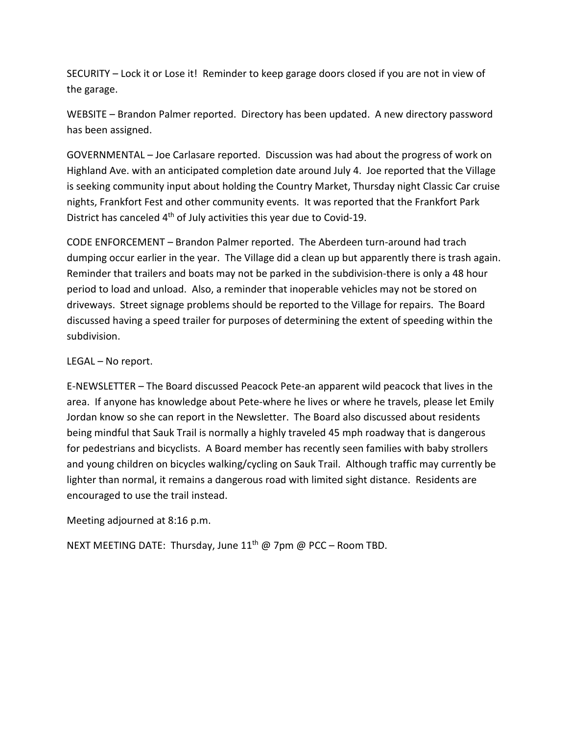SECURITY – Lock it or Lose it! Reminder to keep garage doors closed if you are not in view of the garage.

WEBSITE – Brandon Palmer reported. Directory has been updated. A new directory password has been assigned.

GOVERNMENTAL – Joe Carlasare reported. Discussion was had about the progress of work on Highland Ave. with an anticipated completion date around July 4. Joe reported that the Village is seeking community input about holding the Country Market, Thursday night Classic Car cruise nights, Frankfort Fest and other community events. It was reported that the Frankfort Park District has canceled 4th of July activities this year due to Covid-19.

CODE ENFORCEMENT – Brandon Palmer reported. The Aberdeen turn-around had trach dumping occur earlier in the year. The Village did a clean up but apparently there is trash again. Reminder that trailers and boats may not be parked in the subdivision-there is only a 48 hour period to load and unload. Also, a reminder that inoperable vehicles may not be stored on driveways. Street signage problems should be reported to the Village for repairs. The Board discussed having a speed trailer for purposes of determining the extent of speeding within the subdivision.

LEGAL – No report.

E-NEWSLETTER – The Board discussed Peacock Pete-an apparent wild peacock that lives in the area. If anyone has knowledge about Pete-where he lives or where he travels, please let Emily Jordan know so she can report in the Newsletter. The Board also discussed about residents being mindful that Sauk Trail is normally a highly traveled 45 mph roadway that is dangerous for pedestrians and bicyclists. A Board member has recently seen families with baby strollers and young children on bicycles walking/cycling on Sauk Trail. Although traffic may currently be lighter than normal, it remains a dangerous road with limited sight distance. Residents are encouraged to use the trail instead.

Meeting adjourned at 8:16 p.m.

NEXT MEETING DATE: Thursday, June 11th @ 7pm @ PCC – Room TBD.